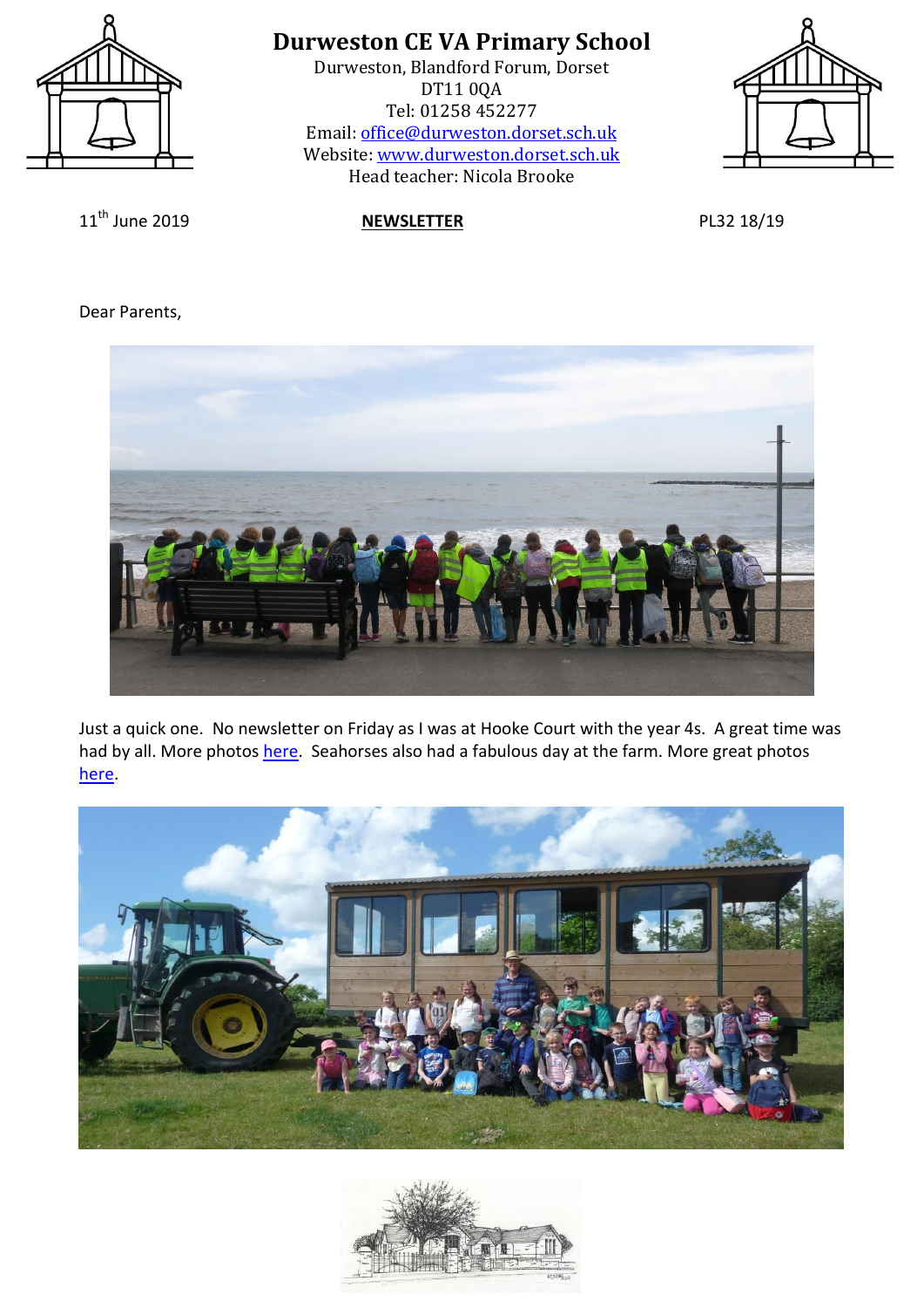# Durweston CE VA Primary School

Durweston, Blandford Forum, Dorset
DT11 0QA
Tel: 01258 452277
Email: office@durweston.dorset.sch.uk
Website: www.durweston.dorset.sch.uk
Head teacher: Nicola Brooke

11th June 2019 **NEWSLETTER** PL32 18/19

Dear Parents,

Just a quick one. No newsletter on Friday as I was at Hooke Court with the year 4s. A great time was had by all. More photos here. Seahorses also had a fabulous day at the farm. More great photos here.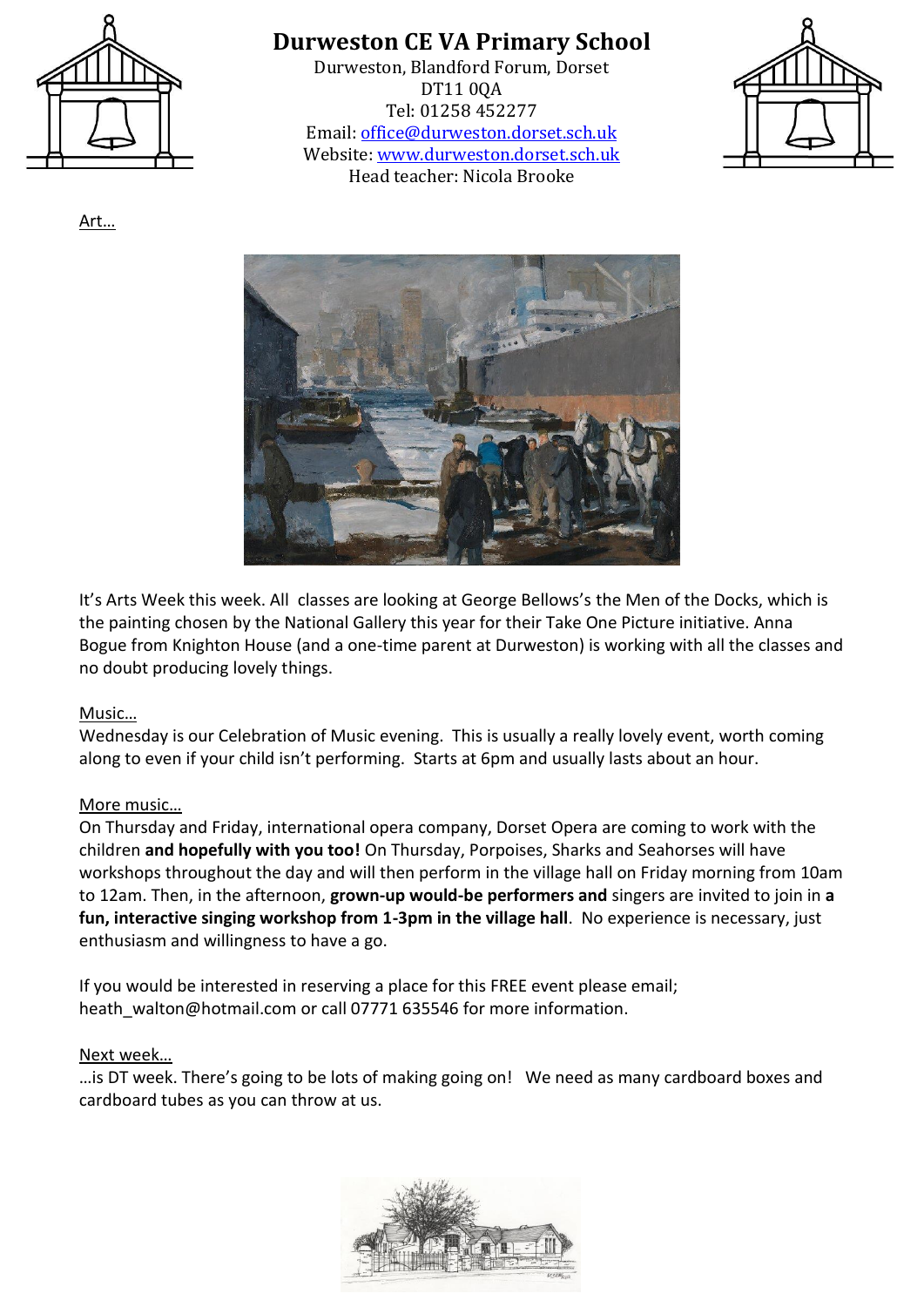# Durweston CE VA Primary School

Durweston, Blandford Forum, Dorset
DT11 0QA
Tel: 01258 452277
Email: office@durweston.dorset.sch.uk
Website: www.durweston.dorset.sch.uk
Head teacher: Nicola Brooke

Art…

It's Arts Week this week. All classes are looking at George Bellows's the Men of the Docks, which is the painting chosen by the National Gallery this year for their Take One Picture initiative. Anna Bogue from Knighton House (and a one-time parent at Durweston) is working with all the classes and no doubt producing lovely things.

Music…

Wednesday is our Celebration of Music evening. This is usually a really lovely event, worth coming along to even if your child isn't performing. Starts at 6pm and usually lasts about an hour.

More music…

On Thursday and Friday, international opera company, Dorset Opera are coming to work with the children **and hopefully with you too!** On Thursday, Porpoises, Sharks and Seahorses will have workshops throughout the day and will then perform in the village hall on Friday morning from 10am to 12am. Then, in the afternoon, **grown-up would-be performers and** singers are invited to join in **a fun, interactive singing workshop from 1-3pm in the village hall**. No experience is necessary, just enthusiasm and willingness to have a go.

If you would be interested in reserving a place for this FREE event please email; heath_walton@hotmail.com or call 07771 635546 for more information.

Next week…

…is DT week. There's going to be lots of making going on! We need as many cardboard boxes and cardboard tubes as you can throw at us.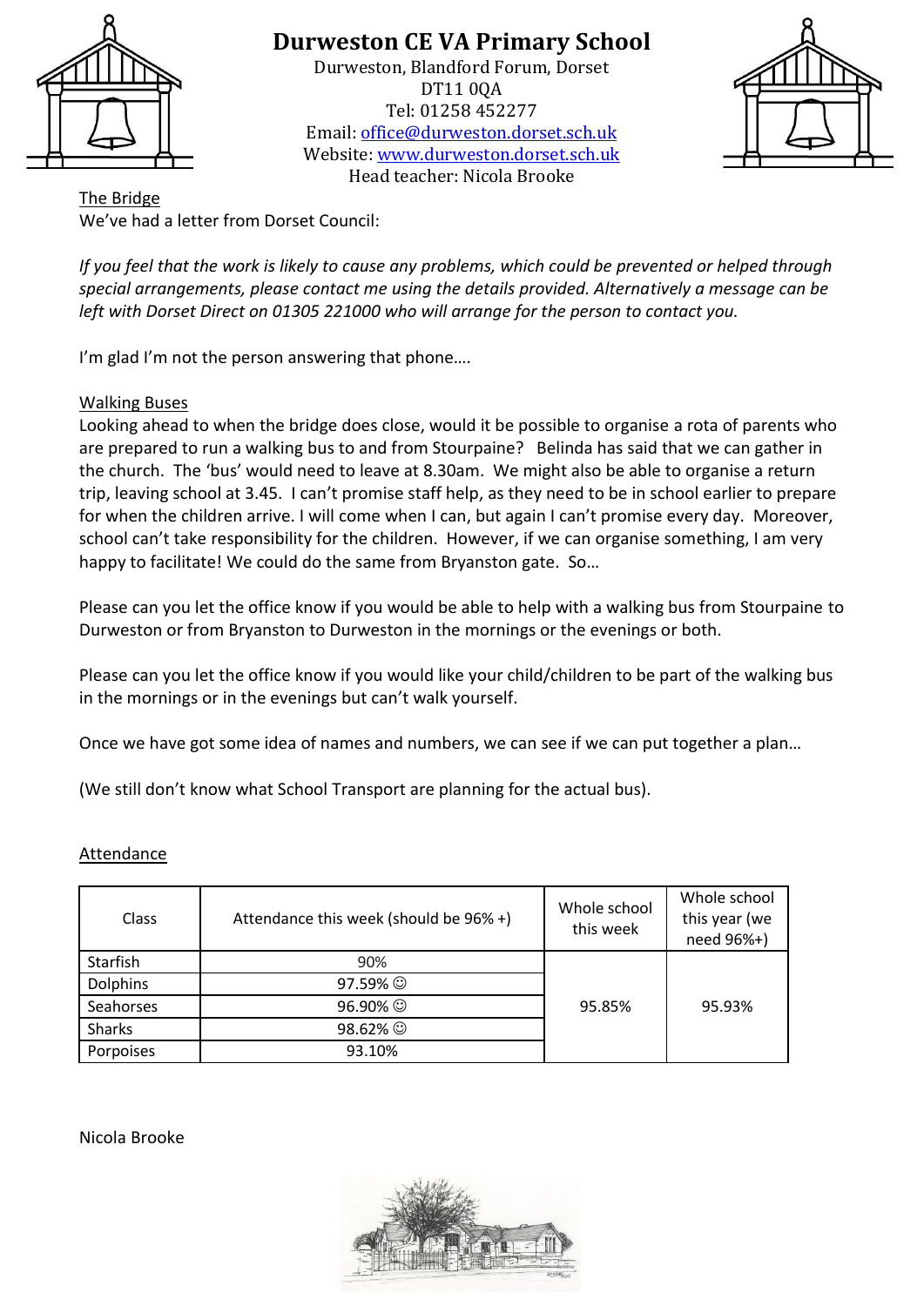# Durweston CE VA Primary School

Durweston, Blandford Forum, Dorset
DT11 0QA
Tel: 01258 452277
Email: office@durweston.dorset.sch.uk
Website: www.durweston.dorset.sch.uk
Head teacher: Nicola Brooke

## The Bridge

We've had a letter from Dorset Council:

*If you feel that the work is likely to cause any problems, which could be prevented or helped through special arrangements, please contact me using the details provided. Alternatively a message can be left with Dorset Direct on 01305 221000 who will arrange for the person to contact you.*

I'm glad I'm not the person answering that phone….

## Walking Buses

Looking ahead to when the bridge does close, would it be possible to organise a rota of parents who are prepared to run a walking bus to and from Stourpaine? Belinda has said that we can gather in the church. The 'bus' would need to leave at 8.30am. We might also be able to organise a return trip, leaving school at 3.45. I can't promise staff help, as they need to be in school earlier to prepare for when the children arrive. I will come when I can, but again I can't promise every day. Moreover, school can't take responsibility for the children. However, if we can organise something, I am very happy to facilitate! We could do the same from Bryanston gate. So…

Please can you let the office know if you would be able to help with a walking bus from Stourpaine to Durweston or from Bryanston to Durweston in the mornings or the evenings or both.

Please can you let the office know if you would like your child/children to be part of the walking bus in the mornings or in the evenings but can't walk yourself.

Once we have got some idea of names and numbers, we can see if we can put together a plan…

(We still don't know what School Transport are planning for the actual bus).

## Attendance

| Class | Attendance this week (should be 96% +) | Whole school this week | Whole school this year (we need 96%+) |
|---|---|---|---|
| Starfish | 90% | 95.85% | 95.93% |
| Dolphins | 97.59% ☺ | | |
| Seahorses | 96.90% ☺ | | |
| Sharks | 98.62% ☺ | | |
| Porpoises | 93.10% | | |

Nicola Brooke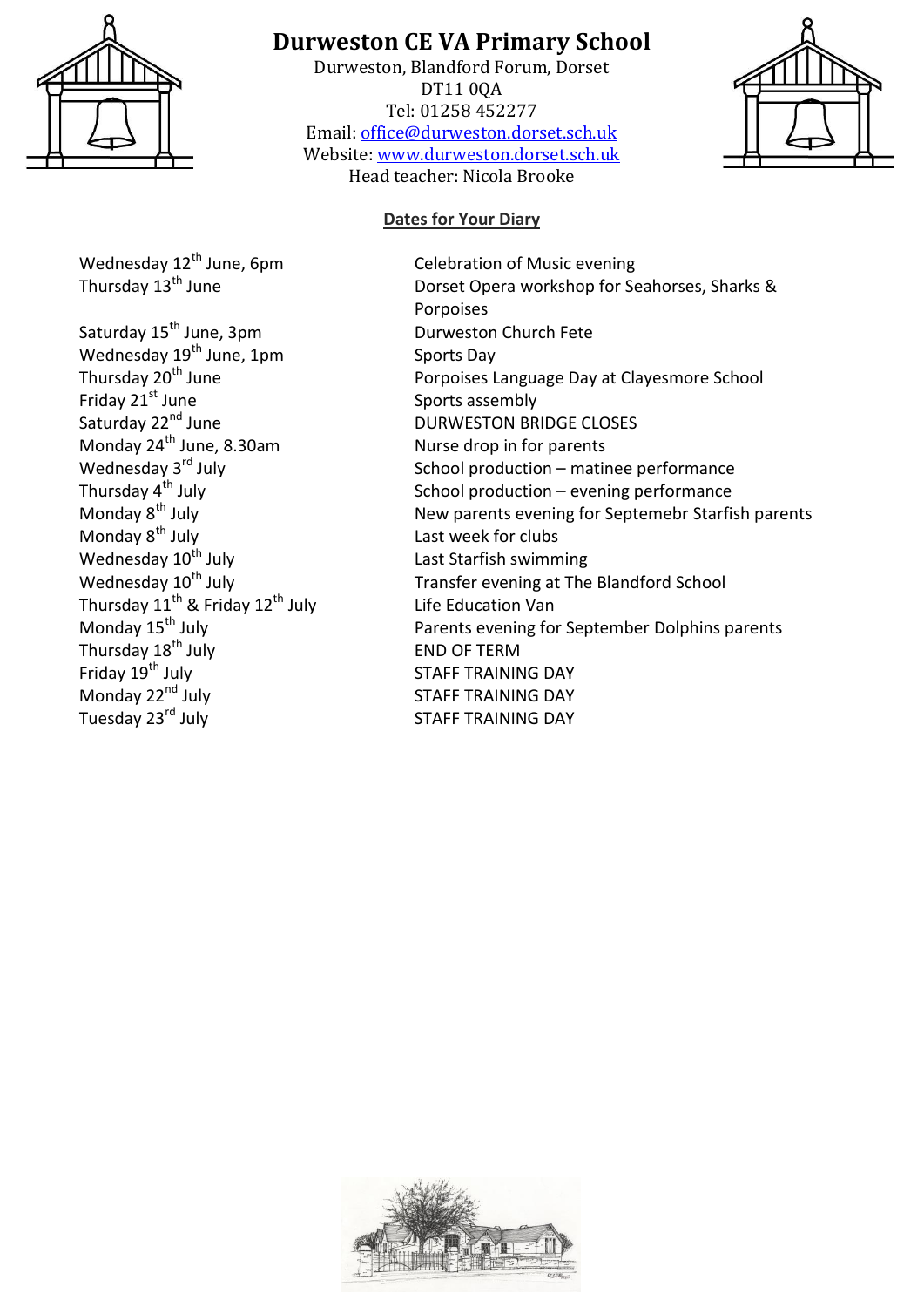# Durweston CE VA Primary School

Durweston, Blandford Forum, Dorset
DT11 0QA
Tel: 01258 452277
Email: office@durweston.dorset.sch.uk
Website: www.durweston.dorset.sch.uk
Head teacher: Nicola Brooke

## Dates for Your Diary

| | |
|---|---|
| Wednesday 12th June, 6pm | Celebration of Music evening |
| Thursday 13th June | Dorset Opera workshop for Seahorses, Sharks & Porpoises |
| Saturday 15th June, 3pm | Durweston Church Fete |
| Wednesday 19th June, 1pm | Sports Day |
| Thursday 20th June | Porpoises Language Day at Clayesmore School |
| Friday 21st June | Sports assembly |
| Saturday 22nd June | DURWESTON BRIDGE CLOSES |
| Monday 24th June, 8.30am | Nurse drop in for parents |
| Wednesday 3rd July | School production – matinee performance |
| Thursday 4th July | School production – evening performance |
| Monday 8th July | New parents evening for Septemebr Starfish parents |
| Monday 8th July | Last week for clubs |
| Wednesday 10th July | Last Starfish swimming |
| Wednesday 10th July | Transfer evening at The Blandford School |
| Thursday 11th & Friday 12th July | Life Education Van |
| Monday 15th July | Parents evening for September Dolphins parents |
| Thursday 18th July | END OF TERM |
| Friday 19th July | STAFF TRAINING DAY |
| Monday 22nd July | STAFF TRAINING DAY |
| Tuesday 23rd July | STAFF TRAINING DAY |